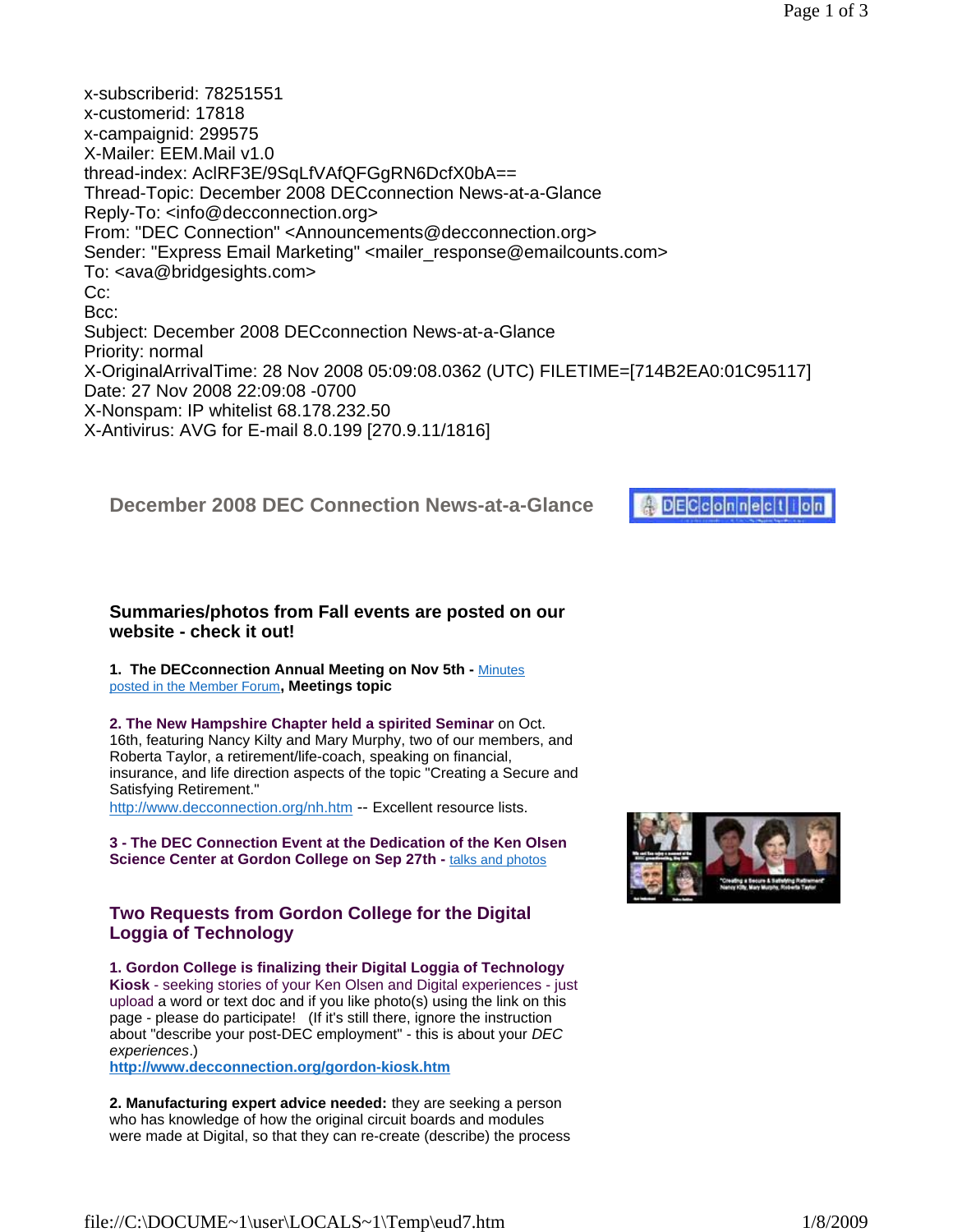x-subscriberid: 78251551
x-customerid: 17818
x-campaignid: 299575
X-Mailer: EEM.Mail v1.0
thread-index: AclRF3E/9SqLfVAfQFGgRN6DcfX0bA==
Thread-Topic: December 2008 DECconnection News-at-a-Glance
Reply-To: <info@decconnection.org>
From: "DEC Connection" <Announcements@decconnection.org>
Sender: "Express Email Marketing" <mailer_response@emailcounts.com>
To: <ava@bridgesights.com>
Cc:
Bcc:
Subject: December 2008 DECconnection News-at-a-Glance
Priority: normal
X-OriginalArrivalTime: 28 Nov 2008 05:09:08.0362 (UTC) FILETIME=[714B2EA0:01C95117]
Date: 27 Nov 2008 22:09:08 -0700
X-Nonspam: IP whitelist 68.178.232.50
X-Antivirus: AVG for E-mail 8.0.199 [270.9.11/1816]

# December 2008 DEC Connection News-at-a-Glance

## Summaries/photos from Fall events are posted on our website - check it out!

**1. The DECconnection Annual Meeting on Nov 5th -** Minutes posted in the Member Forum**, Meetings topic**

**2. The New Hampshire Chapter held a spirited Seminar** on Oct. 16th, featuring Nancy Kilty and Mary Murphy, two of our members, and Roberta Taylor, a retirement/life-coach, speaking on financial, insurance, and life direction aspects of the topic "Creating a Secure and Satisfying Retirement."
http://www.decconnection.org/nh.htm -- Excellent resource lists.

**3 - The DEC Connection Event at the Dedication of the Ken Olsen Science Center at Gordon College on Sep 27th -** talks and photos

## Two Requests from Gordon College for the Digital Loggia of Technology

**1. Gordon College is finalizing their Digital Loggia of Technology Kiosk** - seeking stories of your Ken Olsen and Digital experiences - just upload a word or text doc and if you like photo(s) using the link on this page - please do participate! (If it's still there, ignore the instruction about "describe your post-DEC employment" - this is about your *DEC experiences*.)
**http://www.decconnection.org/gordon-kiosk.htm**

**2. Manufacturing expert advice needed:** they are seeking a person who has knowledge of how the original circuit boards and modules were made at Digital, so that they can re-create (describe) the process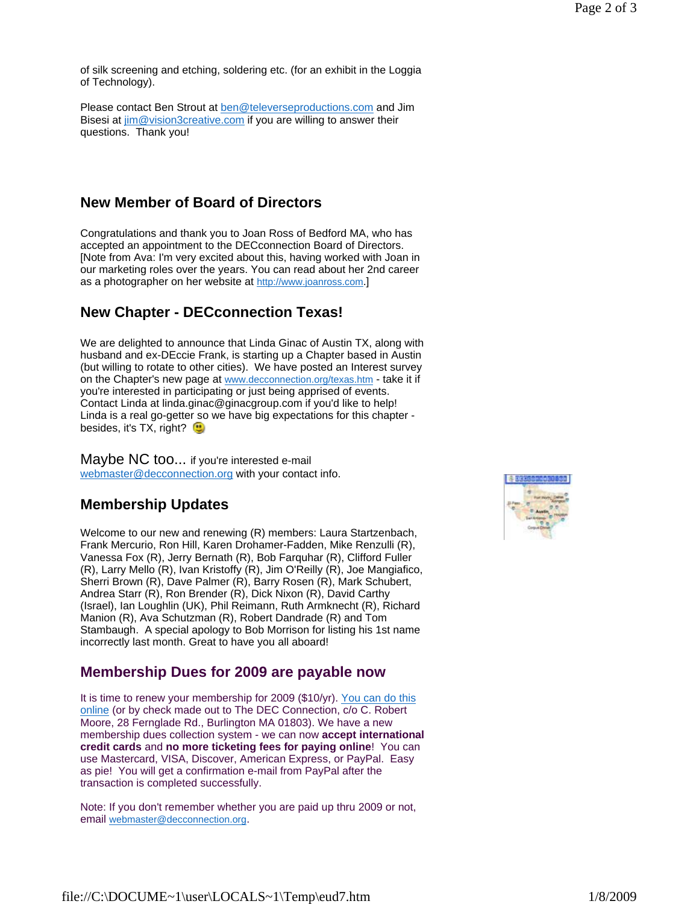of silk screening and etching, soldering etc. (for an exhibit in the Loggia of Technology).

Please contact Ben Strout at ben@televerseproductions.com and Jim Bisesi at jim@vision3creative.com if you are willing to answer their questions.  Thank you!

## New Member of Board of Directors

Congratulations and thank you to Joan Ross of Bedford MA, who has accepted an appointment to the DECconnection Board of Directors. [Note from Ava: I'm very excited about this, having worked with Joan in our marketing roles over the years. You can read about her 2nd career as a photographer on her website at http://www.joanross.com.]

## New Chapter - DECconnection Texas!

We are delighted to announce that Linda Ginac of Austin TX, along with husband and ex-DEccie Frank, is starting up a Chapter based in Austin (but willing to rotate to other cities).  We have posted an Interest survey on the Chapter's new page at www.decconnection.org/texas.htm - take it if you're interested in participating or just being apprised of events. Contact Linda at linda.ginac@ginacgroup.com if you'd like to help! Linda is a real go-getter so we have big expectations for this chapter - besides, it's TX, right?

Maybe NC too... if you're interested e-mail webmaster@decconnection.org with your contact info.

## Membership Updates

Welcome to our new and renewing (R) members: Laura Startzenbach, Frank Mercurio, Ron Hill, Karen Drohamer-Fadden, Mike Renzulli (R), Vanessa Fox (R), Jerry Bernath (R), Bob Farquhar (R), Clifford Fuller (R), Larry Mello (R), Ivan Kristoffy (R), Jim O'Reilly (R), Joe Mangiafico, Sherri Brown (R), Dave Palmer (R), Barry Rosen (R), Mark Schubert, Andrea Starr (R), Ron Brender (R), Dick Nixon (R), David Carthy (Israel), Ian Loughlin (UK), Phil Reimann, Ruth Armknecht (R), Richard Manion (R), Ava Schutzman (R), Robert Dandrade (R) and Tom Stambaugh.  A special apology to Bob Morrison for listing his 1st name incorrectly last month. Great to have you all aboard!

## Membership Dues for 2009 are payable now

It is time to renew your membership for 2009 ($10/yr). You can do this online (or by check made out to The DEC Connection, c/o C. Robert Moore, 28 Fernglade Rd., Burlington MA 01803). We have a new membership dues collection system - we can now **accept international credit cards** and **no more ticketing fees for paying online**!  You can use Mastercard, VISA, Discover, American Express, or PayPal.  Easy as pie!  You will get a confirmation e-mail from PayPal after the transaction is completed successfully.

Note: If you don't remember whether you are paid up thru 2009 or not, email webmaster@decconnection.org.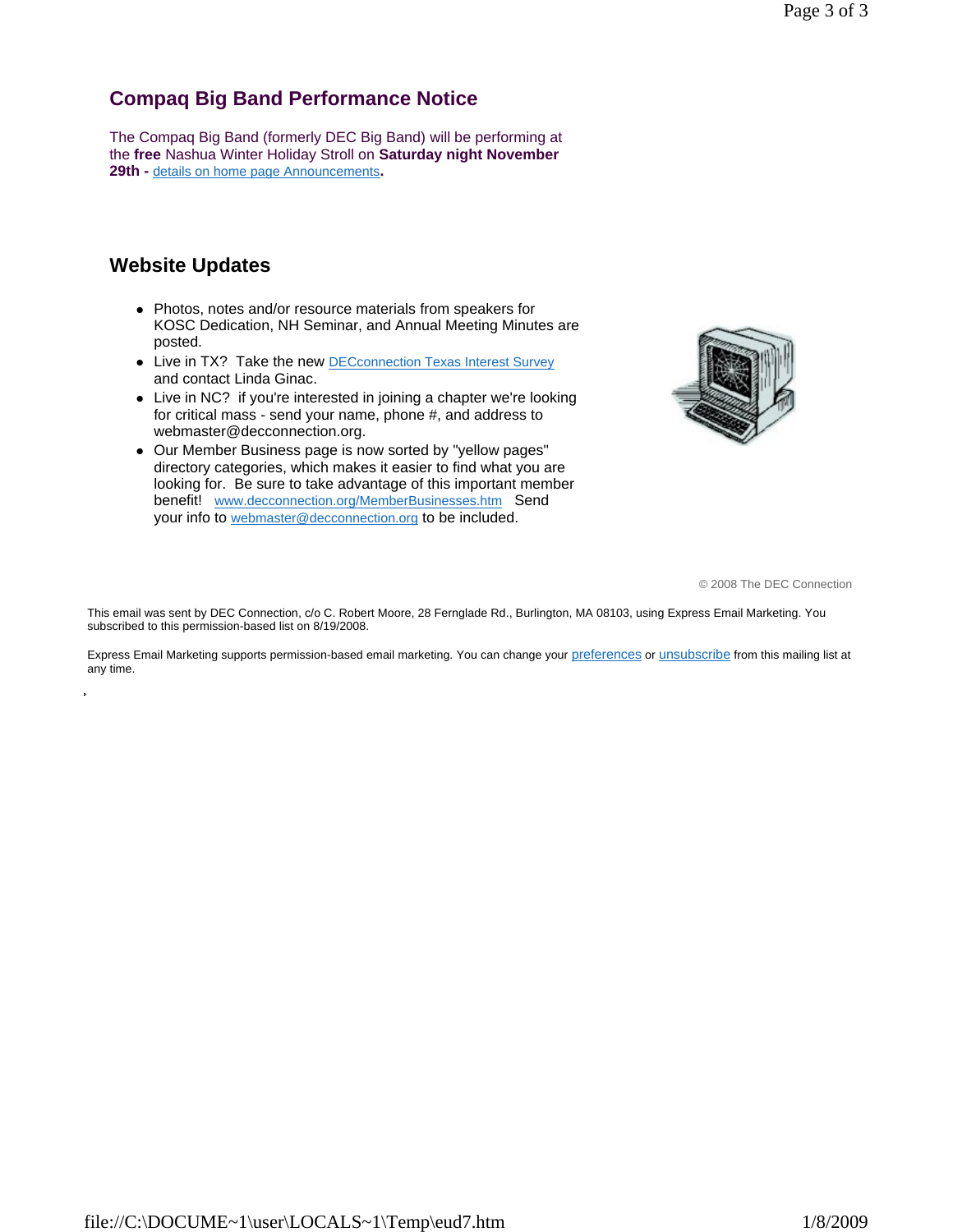## Compaq Big Band Performance Notice

The Compaq Big Band (formerly DEC Big Band) will be performing at the **free** Nashua Winter Holiday Stroll on **Saturday night November 29th -** details on home page Announcements**.**

## Website Updates

- Photos, notes and/or resource materials from speakers for KOSC Dedication, NH Seminar, and Annual Meeting Minutes are posted.
- Live in TX? Take the new DECconnection Texas Interest Survey and contact Linda Ginac.
- Live in NC? if you're interested in joining a chapter we're looking for critical mass - send your name, phone #, and address to webmaster@decconnection.org.
- Our Member Business page is now sorted by "yellow pages" directory categories, which makes it easier to find what you are looking for. Be sure to take advantage of this important member benefit! www.decconnection.org/MemberBusinesses.htm Send your info to webmaster@decconnection.org to be included.

© 2008 The DEC Connection

This email was sent by DEC Connection, c/o C. Robert Moore, 28 Fernglade Rd., Burlington, MA 08103, using Express Email Marketing. You subscribed to this permission-based list on 8/19/2008.

Express Email Marketing supports permission-based email marketing. You can change your preferences or unsubscribe from this mailing list at any time.